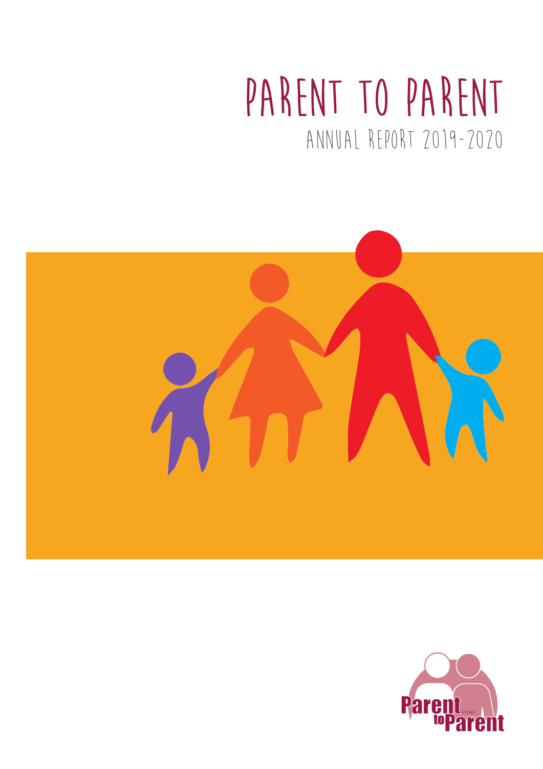# PARENT TO PARENT

## ANNUAL REPORT 2019-2020

Parent limited to Parent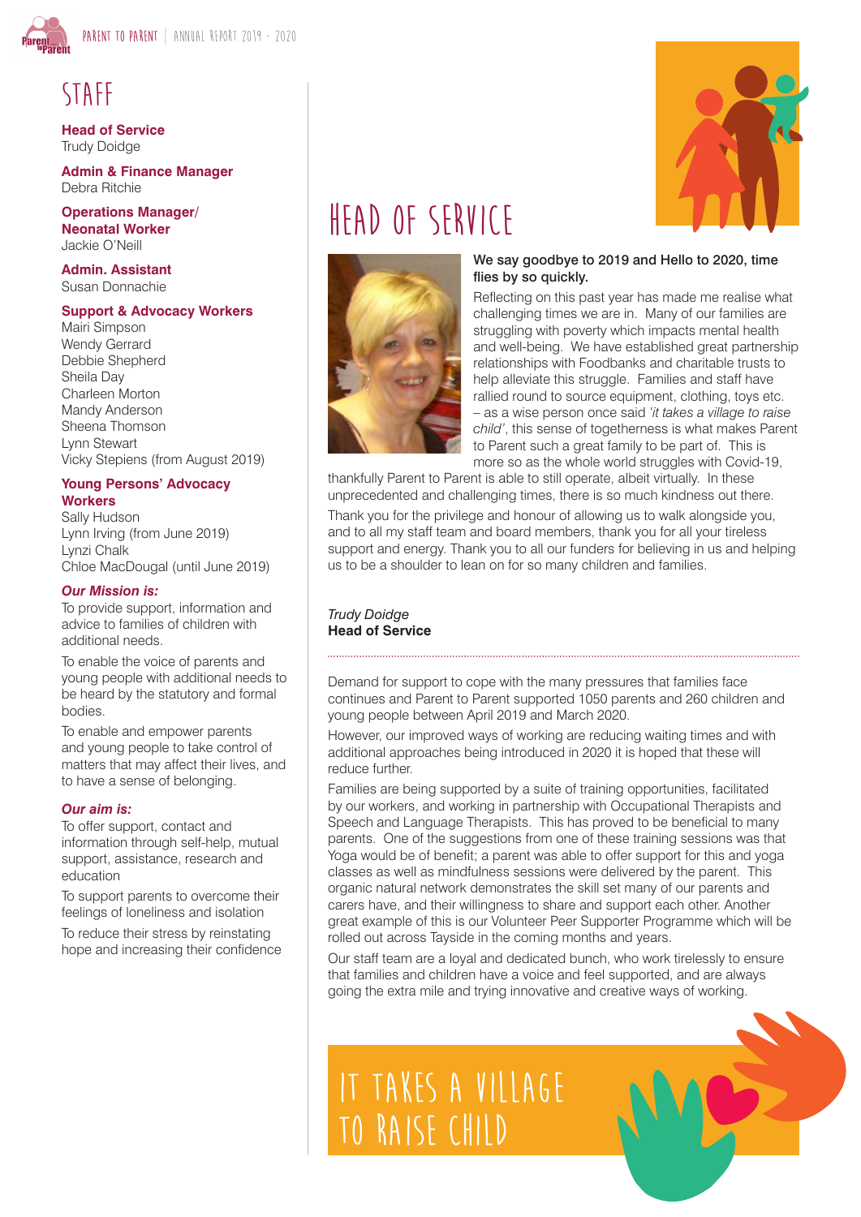## STAFF

**Head of Service**
Trudy Doidge

**Admin & Finance Manager**
Debra Ritchie

**Operations Manager/ Neonatal Worker**
Jackie O'Neill

**Admin. Assistant**
Susan Donnachie

**Support & Advocacy Workers**
Mairi Simpson
Wendy Gerrard
Debbie Shepherd
Sheila Day
Charleen Morton
Mandy Anderson
Sheena Thomson
Lynn Stewart
Vicky Stepiens (from August 2019)

**Young Persons' Advocacy Workers**
Sally Hudson
Lynn Irving (from June 2019)
Lynzi Chalk
Chloe MacDougal (until June 2019)

***Our Mission is:***

To provide support, information and advice to families of children with additional needs.

To enable the voice of parents and young people with additional needs to be heard by the statutory and formal bodies.

To enable and empower parents and young people to take control of matters that may affect their lives, and to have a sense of belonging.

***Our aim is:***

To offer support, contact and information through self-help, mutual support, assistance, research and education

To support parents to overcome their feelings of loneliness and isolation

To reduce their stress by reinstating hope and increasing their confidence

## HEAD OF SERVICE

**We say goodbye to 2019 and Hello to 2020, time flies by so quickly.**

Reflecting on this past year has made me realise what challenging times we are in. Many of our families are struggling with poverty which impacts mental health and well-being. We have established great partnership relationships with Foodbanks and charitable trusts to help alleviate this struggle. Families and staff have rallied round to source equipment, clothing, toys etc. – as a wise person once said *'it takes a village to raise child'*, this sense of togetherness is what makes Parent to Parent such a great family to be part of. This is more so as the whole world struggles with Covid-19, thankfully Parent to Parent is able to still operate, albeit virtually. In these unprecedented and challenging times, there is so much kindness out there.

Thank you for the privilege and honour of allowing us to walk alongside you, and to all my staff team and board members, thank you for all your tireless support and energy. Thank you to all our funders for believing in us and helping us to be a shoulder to lean on for so many children and families.

*Trudy Doidge*
**Head of Service**

---

Demand for support to cope with the many pressures that families face continues and Parent to Parent supported 1050 parents and 260 children and young people between April 2019 and March 2020.

However, our improved ways of working are reducing waiting times and with additional approaches being introduced in 2020 it is hoped that these will reduce further.

Families are being supported by a suite of training opportunities, facilitated by our workers, and working in partnership with Occupational Therapists and Speech and Language Therapists. This has proved to be beneficial to many parents. One of the suggestions from one of these training sessions was that Yoga would be of benefit; a parent was able to offer support for this and yoga classes as well as mindfulness sessions were delivered by the parent. This organic natural network demonstrates the skill set many of our parents and carers have, and their willingness to share and support each other. Another great example of this is our Volunteer Peer Supporter Programme which will be rolled out across Tayside in the coming months and years.

Our staff team are a loyal and dedicated bunch, who work tirelessly to ensure that families and children have a voice and feel supported, and are always going the extra mile and trying innovative and creative ways of working.

## IT TAKES A VILLAGE TO RAISE CHILD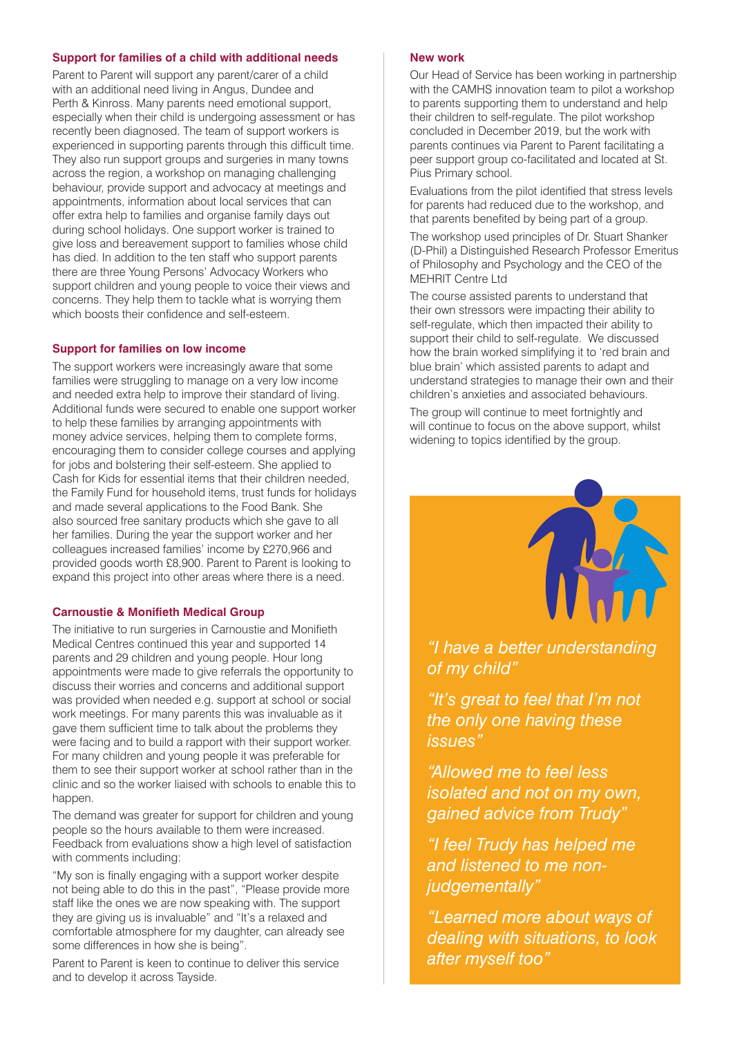### Support for families of a child with additional needs

Parent to Parent will support any parent/carer of a child with an additional need living in Angus, Dundee and Perth & Kinross. Many parents need emotional support, especially when their child is undergoing assessment or has recently been diagnosed. The team of support workers is experienced in supporting parents through this difficult time. They also run support groups and surgeries in many towns across the region, a workshop on managing challenging behaviour, provide support and advocacy at meetings and appointments, information about local services that can offer extra help to families and organise family days out during school holidays. One support worker is trained to give loss and bereavement support to families whose child has died. In addition to the ten staff who support parents there are three Young Persons' Advocacy Workers who support children and young people to voice their views and concerns. They help them to tackle what is worrying them which boosts their confidence and self-esteem.

### Support for families on low income

The support workers were increasingly aware that some families were struggling to manage on a very low income and needed extra help to improve their standard of living. Additional funds were secured to enable one support worker to help these families by arranging appointments with money advice services, helping them to complete forms, encouraging them to consider college courses and applying for jobs and bolstering their self-esteem. She applied to Cash for Kids for essential items that their children needed, the Family Fund for household items, trust funds for holidays and made several applications to the Food Bank. She also sourced free sanitary products which she gave to all her families. During the year the support worker and her colleagues increased families' income by £270,966 and provided goods worth £8,900. Parent to Parent is looking to expand this project into other areas where there is a need.

### Carnoustie & Monifieth Medical Group

The initiative to run surgeries in Carnoustie and Monifieth Medical Centres continued this year and supported 14 parents and 29 children and young people. Hour long appointments were made to give referrals the opportunity to discuss their worries and concerns and additional support was provided when needed e.g. support at school or social work meetings. For many parents this was invaluable as it gave them sufficient time to talk about the problems they were facing and to build a rapport with their support worker. For many children and young people it was preferable for them to see their support worker at school rather than in the clinic and so the worker liaised with schools to enable this to happen.

The demand was greater for support for children and young people so the hours available to them were increased. Feedback from evaluations show a high level of satisfaction with comments including:

"My son is finally engaging with a support worker despite not being able to do this in the past", "Please provide more staff like the ones we are now speaking with. The support they are giving us is invaluable" and "It's a relaxed and comfortable atmosphere for my daughter, can already see some differences in how she is being".

Parent to Parent is keen to continue to deliver this service and to develop it across Tayside.

### New work

Our Head of Service has been working in partnership with the CAMHS innovation team to pilot a workshop to parents supporting them to understand and help their children to self-regulate. The pilot workshop concluded in December 2019, but the work with parents continues via Parent to Parent facilitating a peer support group co-facilitated and located at St. Pius Primary school.

Evaluations from the pilot identified that stress levels for parents had reduced due to the workshop, and that parents benefited by being part of a group.

The workshop used principles of Dr. Stuart Shanker (D-Phil) a Distinguished Research Professor Emeritus of Philosophy and Psychology and the CEO of the MEHRIT Centre Ltd

The course assisted parents to understand that their own stressors were impacting their ability to self-regulate, which then impacted their ability to support their child to self-regulate. We discussed how the brain worked simplifying it to 'red brain and blue brain' which assisted parents to adapt and understand strategies to manage their own and their children's anxieties and associated behaviours.

The group will continue to meet fortnightly and will continue to focus on the above support, whilst widening to topics identified by the group.

*"I have a better understanding of my child"*

*"It's great to feel that I'm not the only one having these issues"*

*"Allowed me to feel less isolated and not on my own, gained advice from Trudy"*

*"I feel Trudy has helped me and listened to me non-judgementally"*

*"Learned more about ways of dealing with situations, to look after myself too"*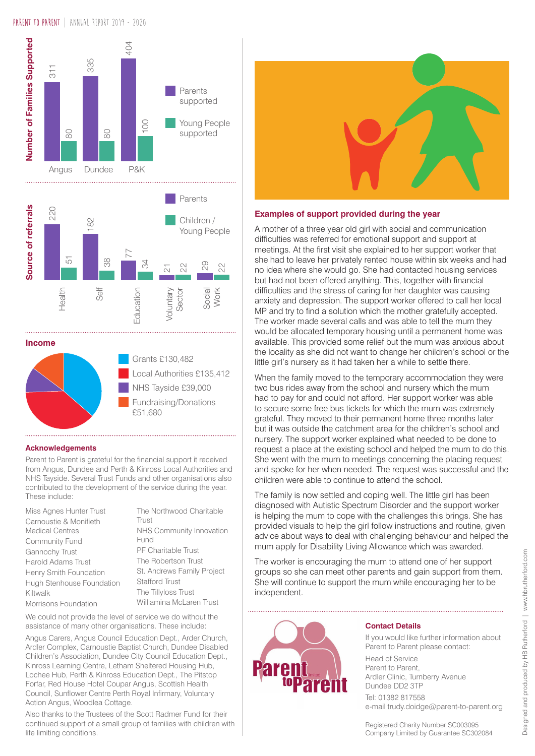Number of Families Supported

311
80
335
80
404
100

Angus
Dundee
P&K

Parents supported
Young People supported

Source of referrals

220
51
182
38
77
34
21
22
29
22

Health
Self
Education
Voluntary Sector
Social Work

Parents
Children / Young People

## Income

Grants £130,482
Local Authorities £135,412
NHS Tayside £39,000
Fundraising/Donations £51,680

## Acknowledgements

Parent to Parent is grateful for the financial support it received from Angus, Dundee and Perth & Kinross Local Authorities and NHS Tayside. Several Trust Funds and other organisations also contributed to the development of the service during the year. These include:

- Miss Agnes Hunter Trust
- Carnoustie & Monifieth Medical Centres Community Fund
- Gannochy Trust
- Harold Adams Trust
- Henry Smith Foundation
- Hugh Stenhouse Foundation
- Kiltwalk
- Morrisons Foundation
- The Northwood Charitable Trust
- NHS Community Innovation Fund
- PF Charitable Trust
- The Robertson Trust
- St. Andrews Family Project
- Stafford Trust
- The Tillyloss Trust
- Williamina McLaren Trust

We could not provide the level of service we do without the assistance of many other organisations. These include:

Angus Carers, Angus Council Education Dept., Arder Church, Ardler Complex, Carnoustie Baptist Church, Dundee Disabled Children's Association, Dundee City Council Education Dept., Kinross Learning Centre, Letham Sheltered Housing Hub, Lochee Hub, Perth & Kinross Education Dept., The Pitstop Forfar, Red House Hotel Coupar Angus, Scottish Health Council, Sunflower Centre Perth Royal Infirmary, Voluntary Action Angus, Woodlea Cottage.

Also thanks to the Trustees of the Scott Radmer Fund for their continued support of a small group of families with children with life limiting conditions.

## Examples of support provided during the year

A mother of a three year old girl with social and communication difficulties was referred for emotional support and support at meetings. At the first visit she explained to her support worker that she had to leave her privately rented house within six weeks and had no idea where she would go. She had contacted housing services but had not been offered anything. This, together with financial difficulties and the stress of caring for her daughter was causing anxiety and depression. The support worker offered to call her local MP and try to find a solution which the mother gratefully accepted. The worker made several calls and was able to tell the mum they would be allocated temporary housing until a permanent home was available. This provided some relief but the mum was anxious about the locality as she did not want to change her children's school or the little girl's nursery as it had taken her a while to settle there.

When the family moved to the temporary accommodation they were two bus rides away from the school and nursery which the mum had to pay for and could not afford. Her support worker was able to secure some free bus tickets for which the mum was extremely grateful. They moved to their permanent home three months later but it was outside the catchment area for the children's school and nursery. The support worker explained what needed to be done to request a place at the existing school and helped the mum to do this. She went with the mum to meetings concerning the placing request and spoke for her when needed. The request was successful and the children were able to continue to attend the school.

The family is now settled and coping well. The little girl has been diagnosed with Autistic Spectrum Disorder and the support worker is helping the mum to cope with the challenges this brings. She has provided visuals to help the girl follow instructions and routine, given advice about ways to deal with challenging behaviour and helped the mum apply for Disability Living Allowance which was awarded.

The worker is encouraging the mum to attend one of her support groups so she can meet other parents and gain support from them. She will continue to support the mum while encouraging her to be independent.

Parent to Parent limited

## Contact Details

If you would like further information about Parent to Parent please contact:

Head of Service
Parent to Parent,
Ardler Clinic, Turnberry Avenue
Dundee DD2 3TP

Tel: 01382 817558
e-mail trudy.doidge@parent-to-parent.org

Registered Charity Number SC003095
Company Limited by Guarantee SC302084

Designed and produced by HB Rutherford | www.hbrutherford.com